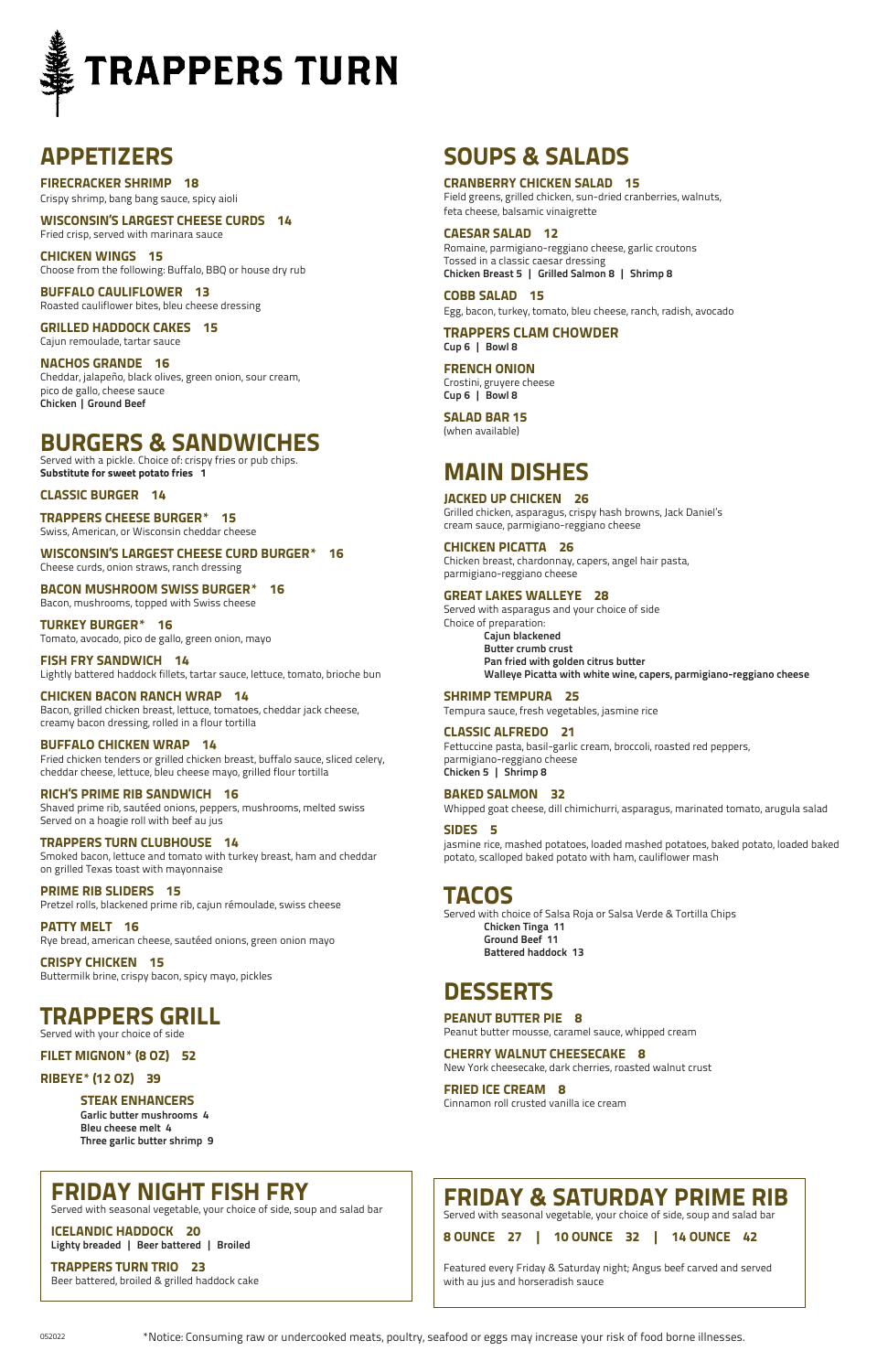# TRAPPERS TURN

## APPETIZERS

**FIRECRACKER SHRIMP 18**
Crispy shrimp, bang bang sauce, spicy aioli

**WISCONSIN'S LARGEST CHEESE CURDS 14**
Fried crisp, served with marinara sauce

**CHICKEN WINGS 15**
Choose from the following: Buffalo, BBQ or house dry rub

**BUFFALO CAULIFLOWER 13**
Roasted cauliflower bites, bleu cheese dressing

**GRILLED HADDOCK CAKES 15**
Cajun remoulade, tartar sauce

**NACHOS GRANDE 16**
Cheddar, jalapeño, black olives, green onion, sour cream, pico de gallo, cheese sauce
**Chicken | Ground Beef**

## BURGERS & SANDWICHES

Served with a pickle. Choice of: crispy fries or pub chips.
**Substitute for sweet potato fries 1**

**CLASSIC BURGER 14**

**TRAPPERS CHEESE BURGER* 15**
Swiss, American, or Wisconsin cheddar cheese

**WISCONSIN'S LARGEST CHEESE CURD BURGER* 16**
Cheese curds, onion straws, ranch dressing

**BACON MUSHROOM SWISS BURGER* 16**
Bacon, mushrooms, topped with Swiss cheese

**TURKEY BURGER* 16**
Tomato, avocado, pico de gallo, green onion, mayo

**FISH FRY SANDWICH 14**
Lightly battered haddock fillets, tartar sauce, lettuce, tomato, brioche bun

**CHICKEN BACON RANCH WRAP 14**
Bacon, grilled chicken breast, lettuce, tomatoes, cheddar jack cheese, creamy bacon dressing, rolled in a flour tortilla

**BUFFALO CHICKEN WRAP 14**
Fried chicken tenders or grilled chicken breast, buffalo sauce, sliced celery, cheddar cheese, lettuce, bleu cheese mayo, grilled flour tortilla

**RICH'S PRIME RIB SANDWICH 16**
Shaved prime rib, sautéed onions, peppers, mushrooms, melted swiss
Served on a hoagie roll with beef au jus

**TRAPPERS TURN CLUBHOUSE 14**
Smoked bacon, lettuce and tomato with turkey breast, ham and cheddar on grilled Texas toast with mayonnaise

**PRIME RIB SLIDERS 15**
Pretzel rolls, blackened prime rib, cajun rémoulade, swiss cheese

**PATTY MELT 16**
Rye bread, american cheese, sautéed onions, green onion mayo

**CRISPY CHICKEN 15**
Buttermilk brine, crispy bacon, spicy mayo, pickles

## TRAPPERS GRILL

Served with your choice of side

**FILET MIGNON* (8 OZ) 52**

**RIBEYE* (12 OZ) 39**

### STEAK ENHANCERS

**Garlic butter mushrooms 4**
**Bleu cheese melt 4**
**Three garlic butter shrimp 9**

## SOUPS & SALADS

**CRANBERRY CHICKEN SALAD 15**
Field greens, grilled chicken, sun-dried cranberries, walnuts, feta cheese, balsamic vinaigrette

**CAESAR SALAD 12**
Romaine, parmigiano-reggiano cheese, garlic croutons
Tossed in a classic caesar dressing
**Chicken Breast 5 | Grilled Salmon 8 | Shrimp 8**

**COBB SALAD 15**
Egg, bacon, turkey, tomato, bleu cheese, ranch, radish, avocado

**TRAPPERS CLAM CHOWDER**
**Cup 6 | Bowl 8**

**FRENCH ONION**
Crostini, gruyere cheese
**Cup 6 | Bowl 8**

**SALAD BAR 15**
(when available)

## MAIN DISHES

**JACKED UP CHICKEN 26**
Grilled chicken, asparagus, crispy hash browns, Jack Daniel's cream sauce, parmigiano-reggiano cheese

**CHICKEN PICATTA 26**
Chicken breast, chardonnay, capers, angel hair pasta, parmigiano-reggiano cheese

**GREAT LAKES WALLEYE 28**
Served with asparagus and your choice of side
Choice of preparation:
**Cajun blackened**
**Butter crumb crust**
**Pan fried with golden citrus butter**
**Walleye Picatta with white wine, capers, parmigiano-reggiano cheese**

**SHRIMP TEMPURA 25**
Tempura sauce, fresh vegetables, jasmine rice

**CLASSIC ALFREDO 21**
Fettuccine pasta, basil-garlic cream, broccoli, roasted red peppers, parmigiano-reggiano cheese
**Chicken 5 | Shrimp 8**

**BAKED SALMON 32**
Whipped goat cheese, dill chimichurri, asparagus, marinated tomato, arugula salad

**SIDES 5**
jasmine rice, mashed potatoes, loaded mashed potatoes, baked potato, loaded baked potato, scalloped baked potato with ham, cauliflower mash

## TACOS

Served with choice of Salsa Roja or Salsa Verde & Tortilla Chips
**Chicken Tinga 11**
**Ground Beef 11**
**Battered haddock 13**

## DESSERTS

**PEANUT BUTTER PIE 8**
Peanut butter mousse, caramel sauce, whipped cream

**CHERRY WALNUT CHEESECAKE 8**
New York cheesecake, dark cherries, roasted walnut crust

**FRIED ICE CREAM 8**
Cinnamon roll crusted vanilla ice cream

## FRIDAY NIGHT FISH FRY

Served with seasonal vegetable, your choice of side, soup and salad bar

**ICELANDIC HADDOCK 20**
**Lighty breaded | Beer battered | Broiled**

**TRAPPERS TURN TRIO 23**
Beer battered, broiled & grilled haddock cake

## FRIDAY & SATURDAY PRIME RIB

Served with seasonal vegetable, your choice of side, soup and salad bar

**8 OUNCE 27 | 10 OUNCE 32 | 14 OUNCE 42**

Featured every Friday & Saturday night; Angus beef carved and served with au jus and horseradish sauce

052022

*Notice: Consuming raw or undercooked meats, poultry, seafood or eggs may increase your risk of food borne illnesses.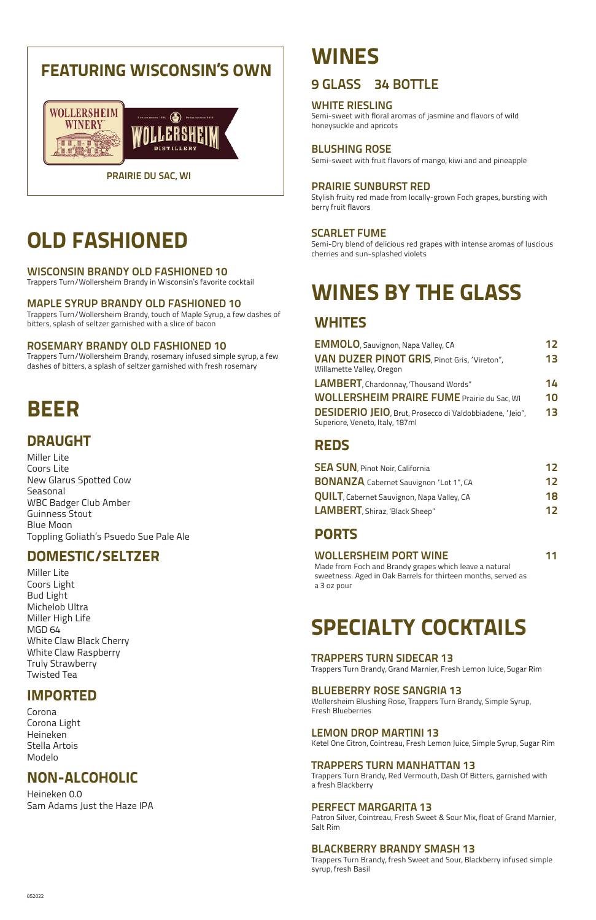## FEATURING WISCONSIN'S OWN

WOLLERSHEIM WINERY

WOLLERSHEIM DISTILLERY

PRAIRIE DU SAC, WI

# OLD FASHIONED

### WISCONSIN BRANDY OLD FASHIONED 10

Trappers Turn/Wollersheim Brandy in Wisconsin's favorite cocktail

### MAPLE SYRUP BRANDY OLD FASHIONED 10

Trappers Turn/Wollersheim Brandy, touch of Maple Syrup, a few dashes of bitters, splash of seltzer garnished with a slice of bacon

### ROSEMARY BRANDY OLD FASHIONED 10

Trappers Turn/Wollersheim Brandy, rosemary infused simple syrup, a few dashes of bitters, a splash of seltzer garnished with fresh rosemary

# BEER

## DRAUGHT

Miller Lite
Coors Lite
New Glarus Spotted Cow
Seasonal
WBC Badger Club Amber
Guinness Stout
Blue Moon
Toppling Goliath's Psuedo Sue Pale Ale

## DOMESTIC/SELTZER

Miller Lite
Coors Light
Bud Light
Michelob Ultra
Miller High Life
MGD 64
White Claw Black Cherry
White Claw Raspberry
Truly Strawberry
Twisted Tea

## IMPORTED

Corona
Corona Light
Heineken
Stella Artois
Modelo

## NON-ALCOHOLIC

Heineken 0.0
Sam Adams Just the Haze IPA

# WINES

## 9 GLASS 34 BOTTLE

### WHITE RIESLING

Semi-sweet with floral aromas of jasmine and flavors of wild honeysuckle and apricots

### BLUSHING ROSE

Semi-sweet with fruit flavors of mango, kiwi and and pineapple

### PRAIRIE SUNBURST RED

Stylish fruity red made from locally-grown Foch grapes, bursting with berry fruit flavors

### SCARLET FUME

Semi-Dry blend of delicious red grapes with intense aromas of luscious cherries and sun-splashed violets

# WINES BY THE GLASS

## WHITES

| | |
|---|---|
| **EMMOLO**, Sauvignon, Napa Valley, CA | 12 |
| **VAN DUZER PINOT GRIS**, Pinot Gris, 'Vireton", Willamette Valley, Oregon | 13 |
| **LAMBERT**, Chardonnay, 'Thousand Words" | 14 |
| **WOLLERSHEIM PRAIRE FUME** Prairie du Sac, WI | 10 |
| **DESIDERIO JEIO**, Brut, Prosecco di Valdobbiadene, 'Jeio", Superiore, Veneto, Italy, 187ml | 13 |

## REDS

| | |
|---|---|
| **SEA SUN**, Pinot Noir, California | 12 |
| **BONANZA**, Cabernet Sauvignon 'Lot 1", CA | 12 |
| **QUILT**, Cabernet Sauvignon, Napa Valley, CA | 18 |
| **LAMBERT**, Shiraz, 'Black Sheep" | 12 |

## PORTS

### WOLLERSHEIM PORT WINE 11

Made from Foch and Brandy grapes which leave a natural sweetness. Aged in Oak Barrels for thirteen months, served as a 3 oz pour

# SPECIALTY COCKTAILS

### TRAPPERS TURN SIDECAR 13

Trappers Turn Brandy, Grand Marnier, Fresh Lemon Juice, Sugar Rim

### BLUEBERRY ROSE SANGRIA 13

Wollersheim Blushing Rose, Trappers Turn Brandy, Simple Syrup, Fresh Blueberries

### LEMON DROP MARTINI 13

Ketel One Citron, Cointreau, Fresh Lemon Juice, Simple Syrup, Sugar Rim

### TRAPPERS TURN MANHATTAN 13

Trappers Turn Brandy, Red Vermouth, Dash Of Bitters, garnished with a fresh Blackberry

### PERFECT MARGARITA 13

Patron Silver, Cointreau, Fresh Sweet & Sour Mix, float of Grand Marnier, Salt Rim

### BLACKBERRY BRANDY SMASH 13

Trappers Turn Brandy, fresh Sweet and Sour, Blackberry infused simple syrup, fresh Basil

052022